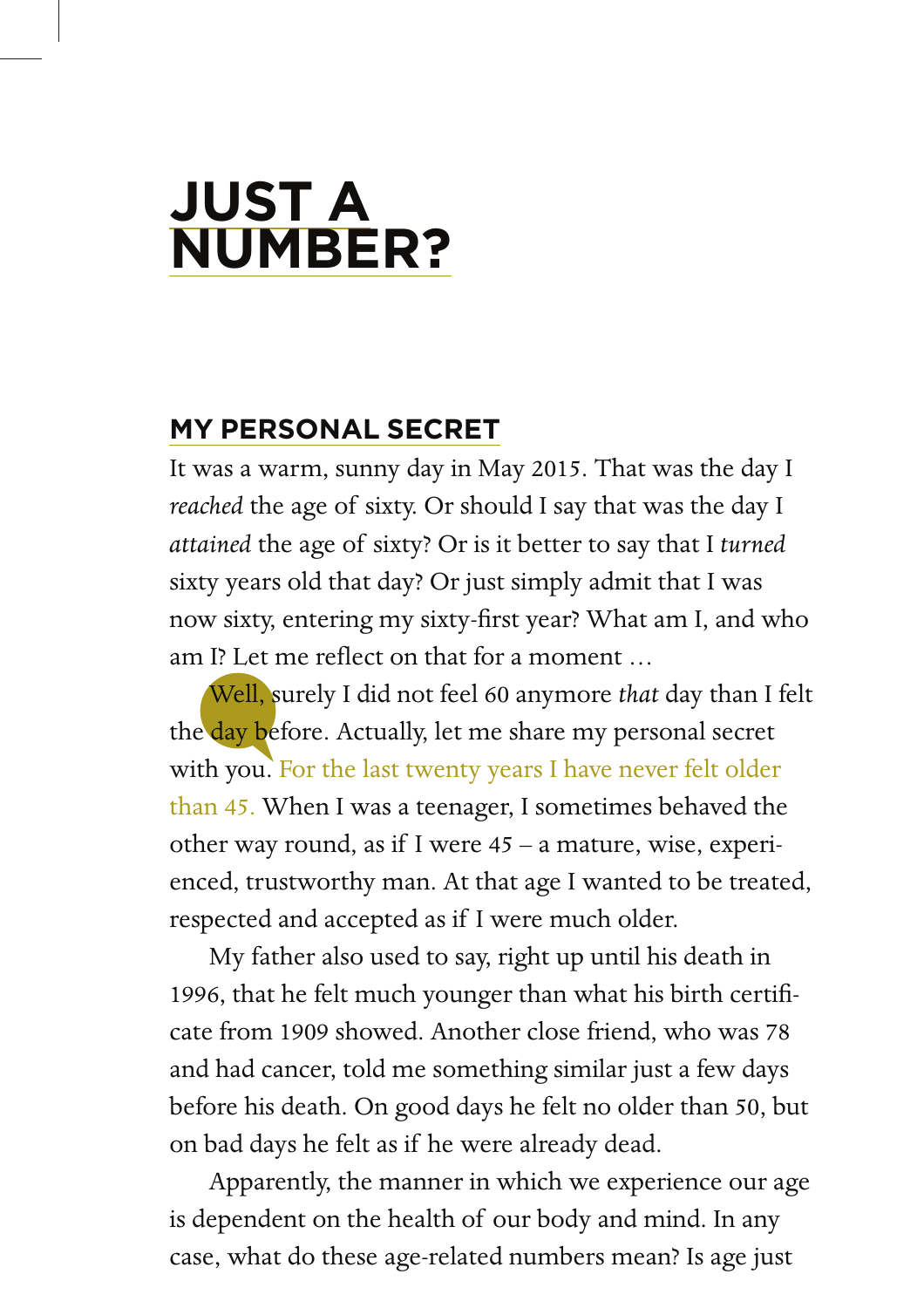# JUST A NUMBER?

## MY PERSONAL SECRET

It was a warm, sunny day in May 2015. That was the day I *reached* the age of sixty. Or should I say that was the day I *attained* the age of sixty? Or is it better to say that I *turned* sixty years old that day? Or just simply admit that I was now sixty, entering my sixty-first year? What am I, and who am I? Let me reflect on that for a moment …

Well, surely I did not feel 60 anymore *that* day than I felt the day before. Actually, let me share my personal secret with you. For the last twenty years I have never felt older than 45. When I was a teenager, I sometimes behaved the other way round, as if I were 45 – a mature, wise, experienced, trustworthy man. At that age I wanted to be treated, respected and accepted as if I were much older.

My father also used to say, right up until his death in 1996, that he felt much younger than what his birth certificate from 1909 showed. Another close friend, who was 78 and had cancer, told me something similar just a few days before his death. On good days he felt no older than 50, but on bad days he felt as if he were already dead.

Apparently, the manner in which we experience our age is dependent on the health of our body and mind. In any case, what do these age-related numbers mean? Is age just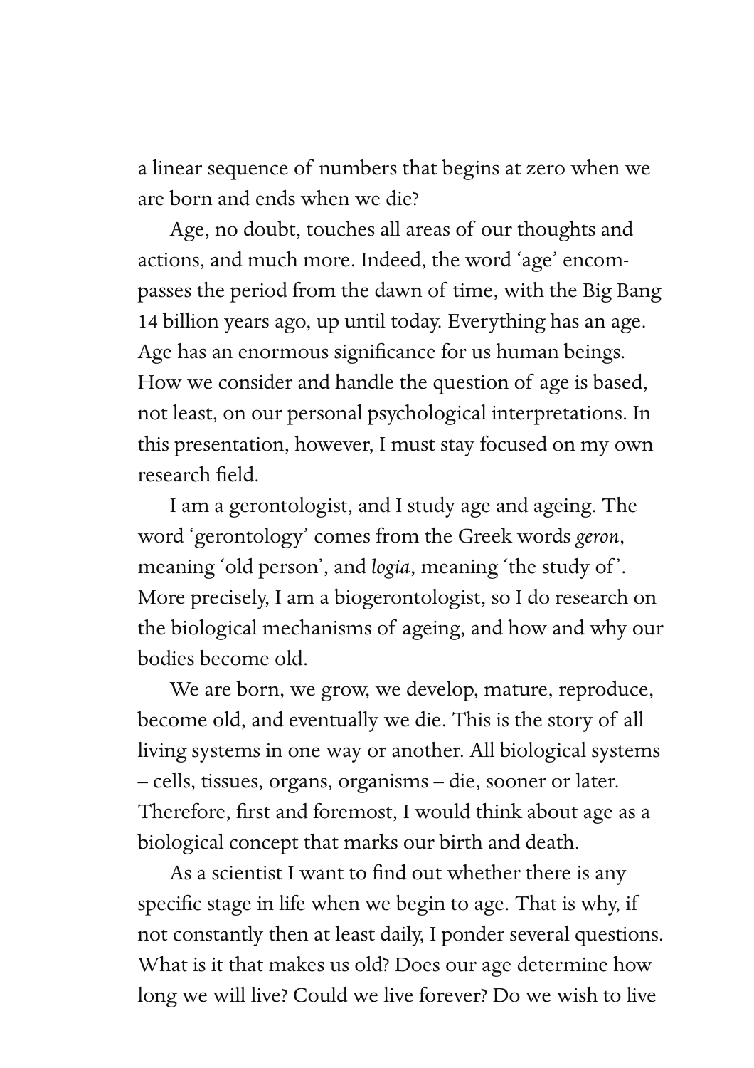a linear sequence of numbers that begins at zero when we are born and ends when we die?

Age, no doubt, touches all areas of our thoughts and actions, and much more. Indeed, the word 'age' encompasses the period from the dawn of time, with the Big Bang 14 billion years ago, up until today. Everything has an age. Age has an enormous significance for us human beings. How we consider and handle the question of age is based, not least, on our personal psychological interpretations. In this presentation, however, I must stay focused on my own research field.

I am a gerontologist, and I study age and ageing. The word 'gerontology' comes from the Greek words *geron*, meaning 'old person', and *logia*, meaning 'the study of'. More precisely, I am a biogerontologist, so I do research on the biological mechanisms of ageing, and how and why our bodies become old.

We are born, we grow, we develop, mature, reproduce, become old, and eventually we die. This is the story of all living systems in one way or another. All biological systems – cells, tissues, organs, organisms – die, sooner or later. Therefore, first and foremost, I would think about age as a biological concept that marks our birth and death.

As a scientist I want to find out whether there is any specific stage in life when we begin to age. That is why, if not constantly then at least daily, I ponder several questions. What is it that makes us old? Does our age determine how long we will live? Could we live forever? Do we wish to live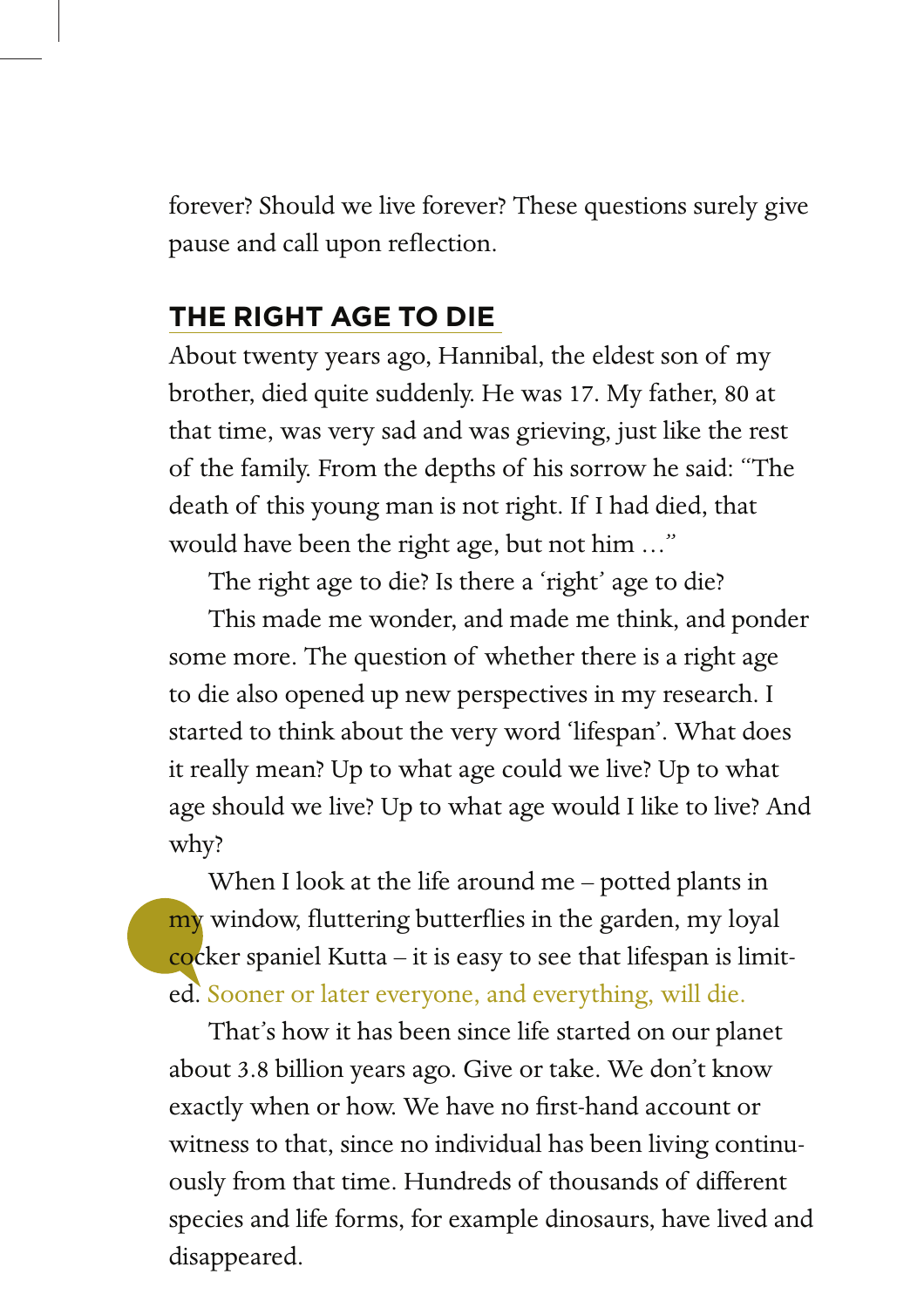forever? Should we live forever? These questions surely give pause and call upon reflection.

## THE RIGHT AGE TO DIE

About twenty years ago, Hannibal, the eldest son of my brother, died quite suddenly. He was 17. My father, 80 at that time, was very sad and was grieving, just like the rest of the family. From the depths of his sorrow he said: "The death of this young man is not right. If I had died, that would have been the right age, but not him …"

The right age to die? Is there a 'right' age to die?

This made me wonder, and made me think, and ponder some more. The question of whether there is a right age to die also opened up new perspectives in my research. I started to think about the very word 'lifespan'. What does it really mean? Up to what age could we live? Up to what age should we live? Up to what age would I like to live? And why?

When I look at the life around me – potted plants in my window, fluttering butterflies in the garden, my loyal cocker spaniel Kutta – it is easy to see that lifespan is limited. Sooner or later everyone, and everything, will die.

That's how it has been since life started on our planet about 3.8 billion years ago. Give or take. We don't know exactly when or how. We have no first-hand account or witness to that, since no individual has been living continuously from that time. Hundreds of thousands of different species and life forms, for example dinosaurs, have lived and disappeared.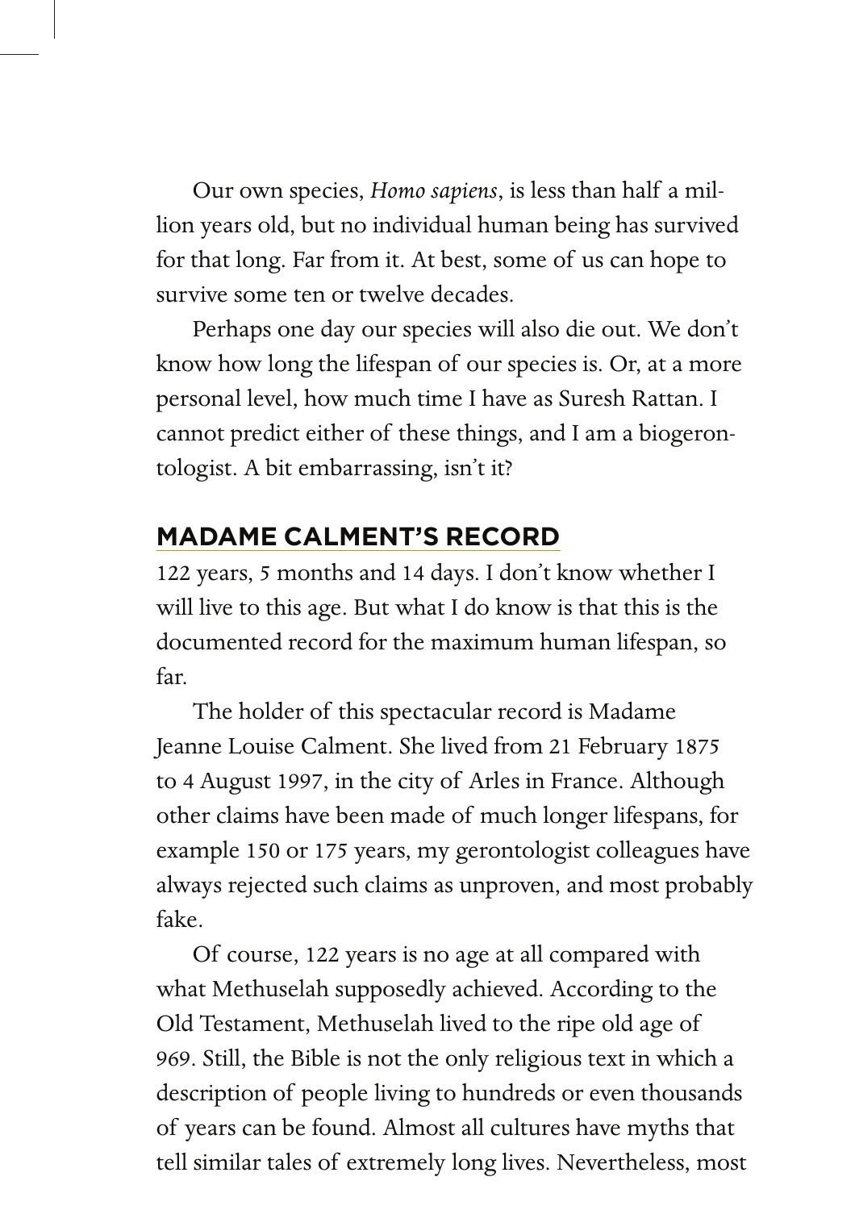Our own species, *Homo sapiens*, is less than half a million years old, but no individual human being has survived for that long. Far from it. At best, some of us can hope to survive some ten or twelve decades.

Perhaps one day our species will also die out. We don't know how long the lifespan of our species is. Or, at a more personal level, how much time I have as Suresh Rattan. I cannot predict either of these things, and I am a biogerontologist. A bit embarrassing, isn't it?

## MADAME CALMENT'S RECORD

122 years, 5 months and 14 days. I don't know whether I will live to this age. But what I do know is that this is the documented record for the maximum human lifespan, so far.

The holder of this spectacular record is Madame Jeanne Louise Calment. She lived from 21 February 1875 to 4 August 1997, in the city of Arles in France. Although other claims have been made of much longer lifespans, for example 150 or 175 years, my gerontologist colleagues have always rejected such claims as unproven, and most probably fake.

Of course, 122 years is no age at all compared with what Methuselah supposedly achieved. According to the Old Testament, Methuselah lived to the ripe old age of 969. Still, the Bible is not the only religious text in which a description of people living to hundreds or even thousands of years can be found. Almost all cultures have myths that tell similar tales of extremely long lives. Nevertheless, most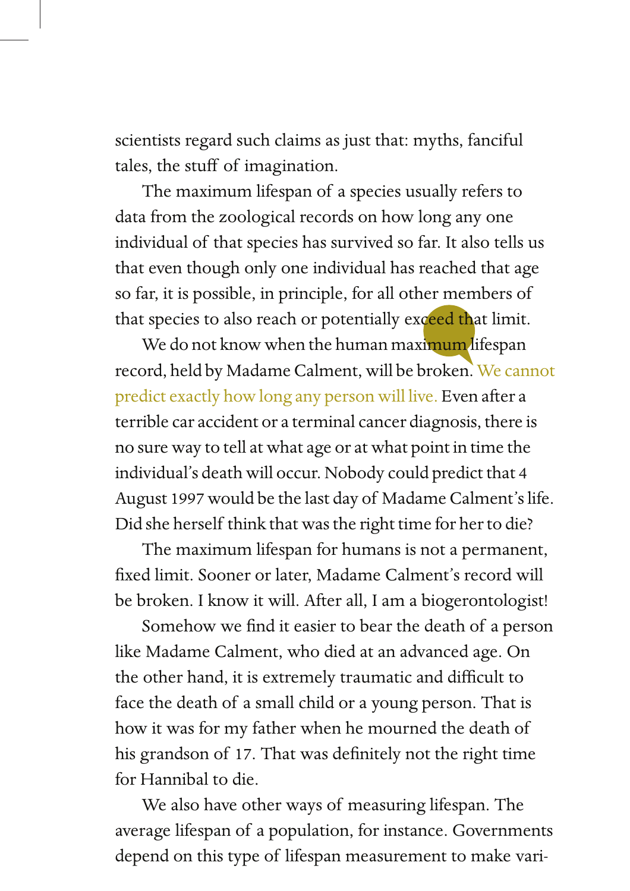scientists regard such claims as just that: myths, fanciful tales, the stuff of imagination.

The maximum lifespan of a species usually refers to data from the zoological records on how long any one individual of that species has survived so far. It also tells us that even though only one individual has reached that age so far, it is possible, in principle, for all other members of that species to also reach or potentially exceed that limit.

We do not know when the human maximum lifespan record, held by Madame Calment, will be broken. We cannot predict exactly how long any person will live. Even after a terrible car accident or a terminal cancer diagnosis, there is no sure way to tell at what age or at what point in time the individual's death will occur. Nobody could predict that 4 August 1997 would be the last day of Madame Calment's life. Did she herself think that was the right time for her to die?

The maximum lifespan for humans is not a permanent, fixed limit. Sooner or later, Madame Calment's record will be broken. I know it will. After all, I am a biogerontologist!

Somehow we find it easier to bear the death of a person like Madame Calment, who died at an advanced age. On the other hand, it is extremely traumatic and difficult to face the death of a small child or a young person. That is how it was for my father when he mourned the death of his grandson of 17. That was definitely not the right time for Hannibal to die.

We also have other ways of measuring lifespan. The average lifespan of a population, for instance. Governments depend on this type of lifespan measurement to make vari-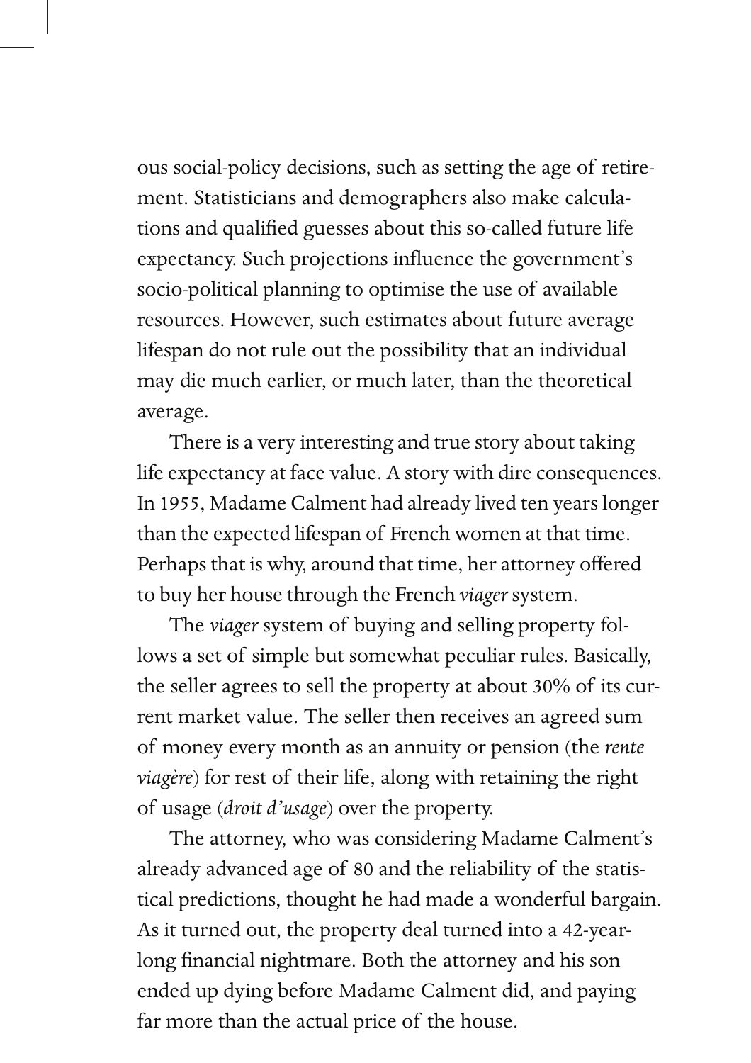ous social-policy decisions, such as setting the age of retirement. Statisticians and demographers also make calculations and qualified guesses about this so-called future life expectancy. Such projections influence the government's socio-political planning to optimise the use of available resources. However, such estimates about future average lifespan do not rule out the possibility that an individual may die much earlier, or much later, than the theoretical average.

There is a very interesting and true story about taking life expectancy at face value. A story with dire consequences. In 1955, Madame Calment had already lived ten years longer than the expected lifespan of French women at that time. Perhaps that is why, around that time, her attorney offered to buy her house through the French *viager* system.

The *viager* system of buying and selling property follows a set of simple but somewhat peculiar rules. Basically, the seller agrees to sell the property at about 30% of its current market value. The seller then receives an agreed sum of money every month as an annuity or pension (the *rente viagère*) for rest of their life, along with retaining the right of usage (*droit d'usage*) over the property.

The attorney, who was considering Madame Calment's already advanced age of 80 and the reliability of the statistical predictions, thought he had made a wonderful bargain. As it turned out, the property deal turned into a 42-year-long financial nightmare. Both the attorney and his son ended up dying before Madame Calment did, and paying far more than the actual price of the house.